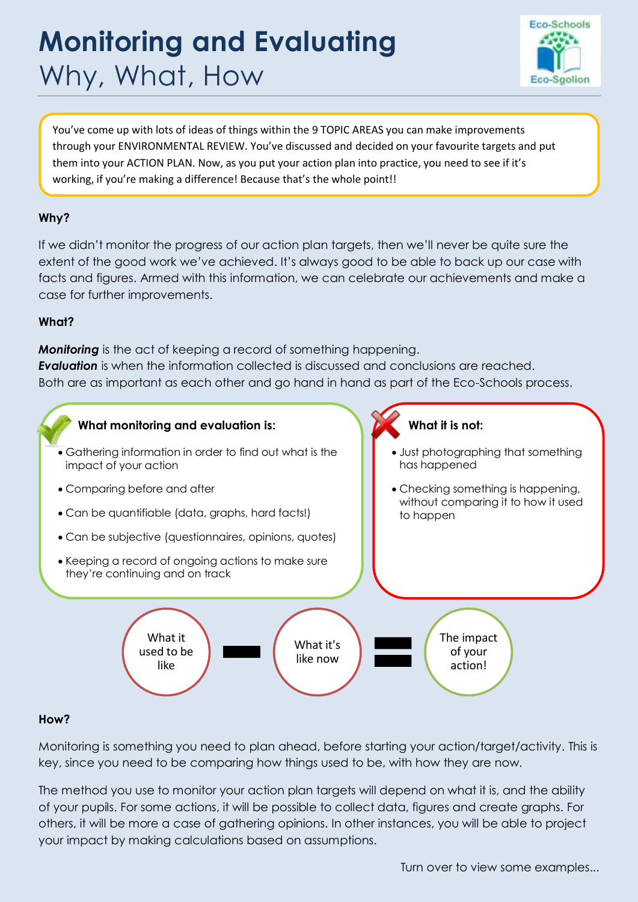# Monitoring and Evaluating
## Why, What, How

You've come up with lots of ideas of things within the 9 TOPIC AREAS you can make improvements through your ENVIRONMENTAL REVIEW. You've discussed and decided on your favourite targets and put them into your ACTION PLAN. Now, as you put your action plan into practice, you need to see if it's working, if you're making a difference! Because that's the whole point!!

**Why?**

If we didn't monitor the progress of our action plan targets, then we'll never be quite sure the extent of the good work we've achieved. It's always good to be able to back up our case with facts and figures. Armed with this information, we can celebrate our achievements and make a case for further improvements.

**What?**

***Monitoring*** is the act of keeping a record of something happening.
***Evaluation*** is when the information collected is discussed and conclusions are reached.
Both are as important as each other and go hand in hand as part of the Eco-Schools process.

**What monitoring and evaluation is:**

- Gathering information in order to find out what is the impact of your action
- Comparing before and after
- Can be quantifiable (data, graphs, hard facts!)
- Can be subjective (questionnaires, opinions, quotes)
- Keeping a record of ongoing actions to make sure they're continuing and on track

**What it is not:**

- Just photographing that something has happened
- Checking something is happening, without comparing it to how it used to happen

What it used to be like − What it's like now = The impact of your action!

**How?**

Monitoring is something you need to plan ahead, before starting your action/target/activity. This is key, since you need to be comparing how things used to be, with how they are now.

The method you use to monitor your action plan targets will depend on what it is, and the ability of your pupils. For some actions, it will be possible to collect data, figures and create graphs. For others, it will be more a case of gathering opinions. In other instances, you will be able to project your impact by making calculations based on assumptions.

Turn over to view some examples...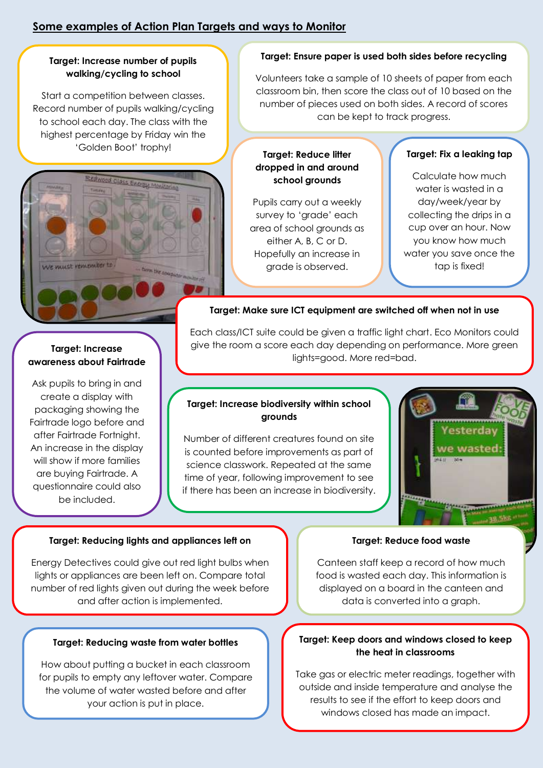## Some examples of Action Plan Targets and ways to Monitor

**Target: Increase number of pupils walking/cycling to school**

Start a competition between classes. Record number of pupils walking/cycling to school each day. The class with the highest percentage by Friday win the 'Golden Boot' trophy!

**Target: Ensure paper is used both sides before recycling**

Volunteers take a sample of 10 sheets of paper from each classroom bin, then score the class out of 10 based on the number of pieces used on both sides. A record of scores can be kept to track progress.

**Target: Reduce litter dropped in and around school grounds**

Pupils carry out a weekly survey to 'grade' each area of school grounds as either A, B, C or D. Hopefully an increase in grade is observed.

**Target: Fix a leaking tap**

Calculate how much water is wasted in a day/week/year by collecting the drips in a cup over an hour. Now you know how much water you save once the tap is fixed!

**Target: Make sure ICT equipment are switched off when not in use**

Each class/ICT suite could be given a traffic light chart. Eco Monitors could give the room a score each day depending on performance. More green lights=good. More red=bad.

**Target: Increase awareness about Fairtrade**

Ask pupils to bring in and create a display with packaging showing the Fairtrade logo before and after Fairtrade Fortnight. An increase in the display will show if more families are buying Fairtrade. A questionnaire could also be included.

**Target: Increase biodiversity within school grounds**

Number of different creatures found on site is counted before improvements as part of science classwork. Repeated at the same time of year, following improvement to see if there has been an increase in biodiversity.

**Target: Reducing lights and appliances left on**

Energy Detectives could give out red light bulbs when lights or appliances are been left on. Compare total number of red lights given out during the week before and after action is implemented.

**Target: Reduce food waste**

Canteen staff keep a record of how much food is wasted each day. This information is displayed on a board in the canteen and data is converted into a graph.

**Target: Reducing waste from water bottles**

How about putting a bucket in each classroom for pupils to empty any leftover water. Compare the volume of water wasted before and after your action is put in place.

**Target: Keep doors and windows closed to keep the heat in classrooms**

Take gas or electric meter readings, together with outside and inside temperature and analyse the results to see if the effort to keep doors and windows closed has made an impact.